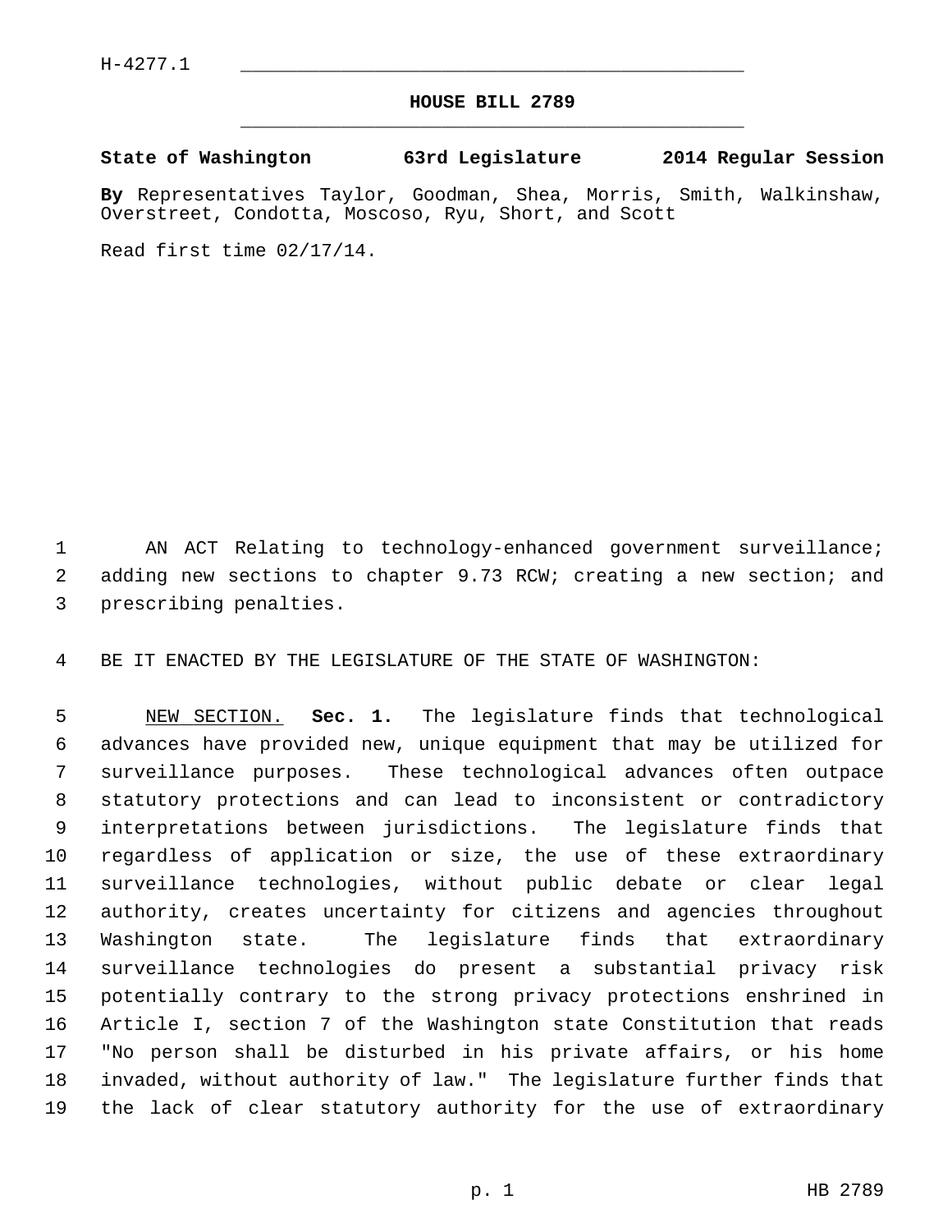H-4277.1

# HOUSE BILL 2789

**State of Washington 63rd Legislature 2014 Regular Session**

**By** Representatives Taylor, Goodman, Shea, Morris, Smith, Walkinshaw, Overstreet, Condotta, Moscoso, Ryu, Short, and Scott

Read first time 02/17/14.

AN ACT Relating to technology-enhanced government surveillance; adding new sections to chapter 9.73 RCW; creating a new section; and prescribing penalties.

BE IT ENACTED BY THE LEGISLATURE OF THE STATE OF WASHINGTON:

NEW SECTION. **Sec. 1.** The legislature finds that technological advances have provided new, unique equipment that may be utilized for surveillance purposes. These technological advances often outpace statutory protections and can lead to inconsistent or contradictory interpretations between jurisdictions. The legislature finds that regardless of application or size, the use of these extraordinary surveillance technologies, without public debate or clear legal authority, creates uncertainty for citizens and agencies throughout Washington state. The legislature finds that extraordinary surveillance technologies do present a substantial privacy risk potentially contrary to the strong privacy protections enshrined in Article I, section 7 of the Washington state Constitution that reads "No person shall be disturbed in his private affairs, or his home invaded, without authority of law." The legislature further finds that the lack of clear statutory authority for the use of extraordinary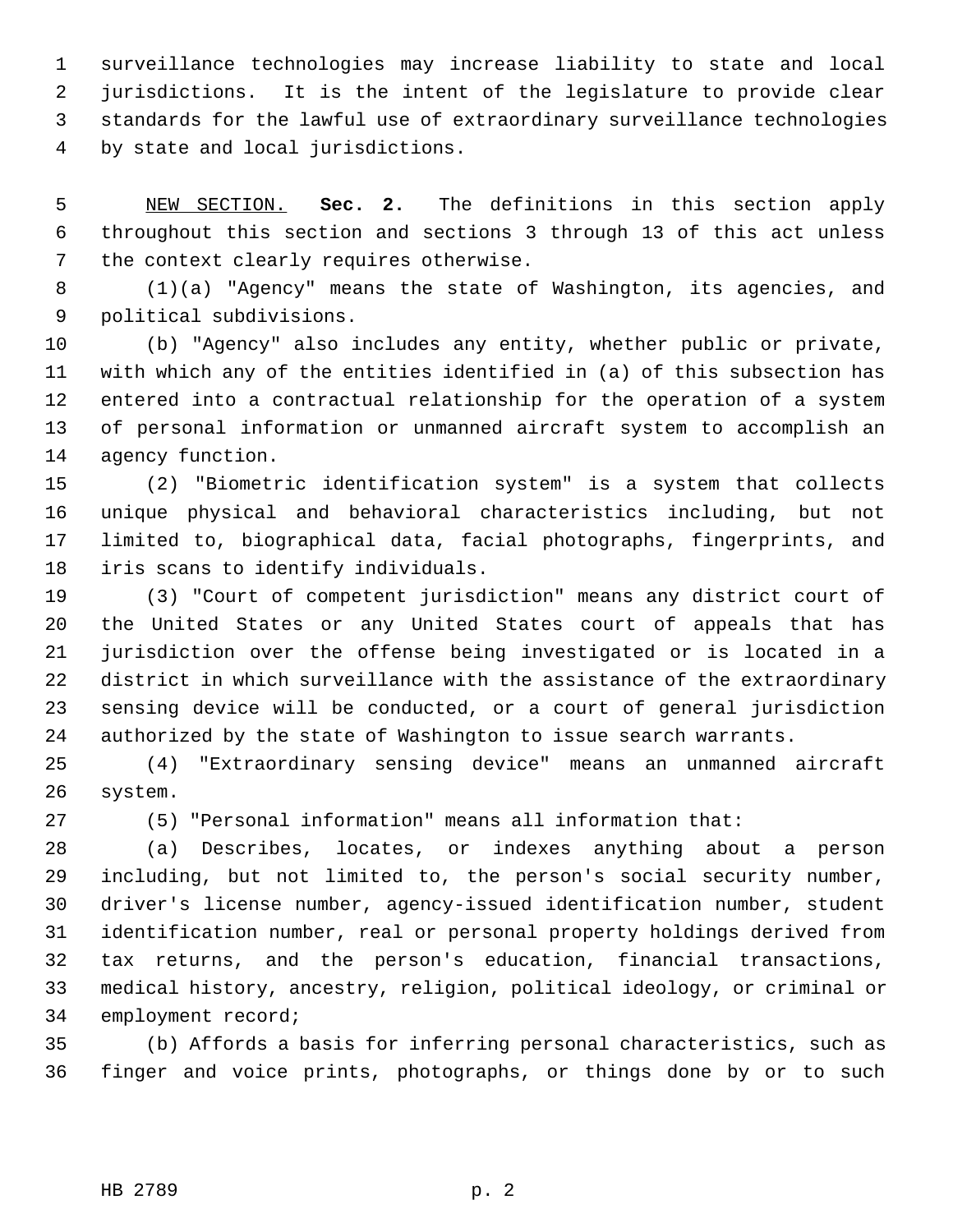surveillance technologies may increase liability to state and local jurisdictions. It is the intent of the legislature to provide clear standards for the lawful use of extraordinary surveillance technologies by state and local jurisdictions.

NEW SECTION. **Sec. 2.** The definitions in this section apply throughout this section and sections 3 through 13 of this act unless the context clearly requires otherwise.

(1)(a) "Agency" means the state of Washington, its agencies, and political subdivisions.

(b) "Agency" also includes any entity, whether public or private, with which any of the entities identified in (a) of this subsection has entered into a contractual relationship for the operation of a system of personal information or unmanned aircraft system to accomplish an agency function.

(2) "Biometric identification system" is a system that collects unique physical and behavioral characteristics including, but not limited to, biographical data, facial photographs, fingerprints, and iris scans to identify individuals.

(3) "Court of competent jurisdiction" means any district court of the United States or any United States court of appeals that has jurisdiction over the offense being investigated or is located in a district in which surveillance with the assistance of the extraordinary sensing device will be conducted, or a court of general jurisdiction authorized by the state of Washington to issue search warrants.

(4) "Extraordinary sensing device" means an unmanned aircraft system.

(5) "Personal information" means all information that:

(a) Describes, locates, or indexes anything about a person including, but not limited to, the person's social security number, driver's license number, agency-issued identification number, student identification number, real or personal property holdings derived from tax returns, and the person's education, financial transactions, medical history, ancestry, religion, political ideology, or criminal or employment record;

(b) Affords a basis for inferring personal characteristics, such as finger and voice prints, photographs, or things done by or to such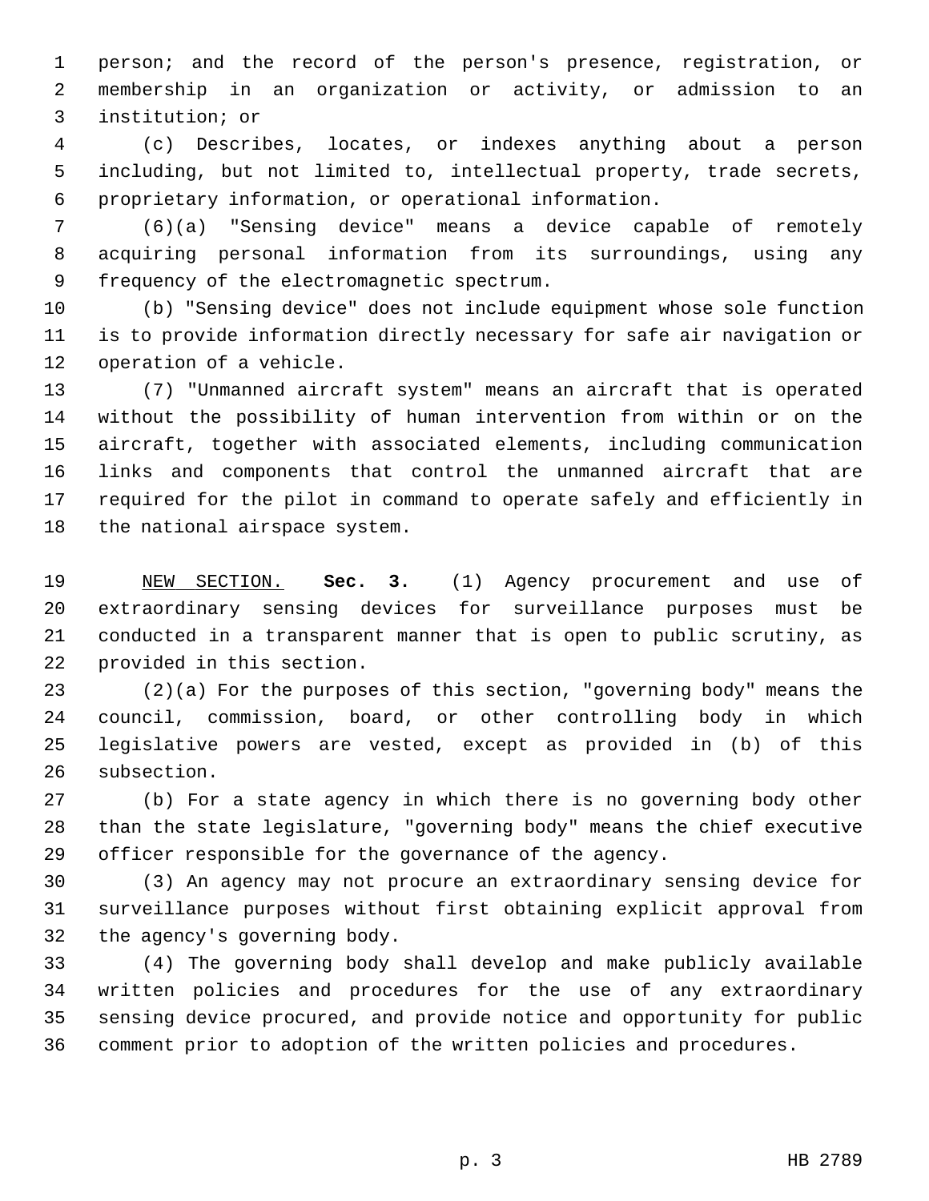person; and the record of the person's presence, registration, or membership in an organization or activity, or admission to an institution; or

(c) Describes, locates, or indexes anything about a person including, but not limited to, intellectual property, trade secrets, proprietary information, or operational information.

(6)(a) "Sensing device" means a device capable of remotely acquiring personal information from its surroundings, using any frequency of the electromagnetic spectrum.

(b) "Sensing device" does not include equipment whose sole function is to provide information directly necessary for safe air navigation or operation of a vehicle.

(7) "Unmanned aircraft system" means an aircraft that is operated without the possibility of human intervention from within or on the aircraft, together with associated elements, including communication links and components that control the unmanned aircraft that are required for the pilot in command to operate safely and efficiently in the national airspace system.

NEW SECTION. **Sec. 3.** (1) Agency procurement and use of extraordinary sensing devices for surveillance purposes must be conducted in a transparent manner that is open to public scrutiny, as provided in this section.

(2)(a) For the purposes of this section, "governing body" means the council, commission, board, or other controlling body in which legislative powers are vested, except as provided in (b) of this subsection.

(b) For a state agency in which there is no governing body other than the state legislature, "governing body" means the chief executive officer responsible for the governance of the agency.

(3) An agency may not procure an extraordinary sensing device for surveillance purposes without first obtaining explicit approval from the agency's governing body.

(4) The governing body shall develop and make publicly available written policies and procedures for the use of any extraordinary sensing device procured, and provide notice and opportunity for public comment prior to adoption of the written policies and procedures.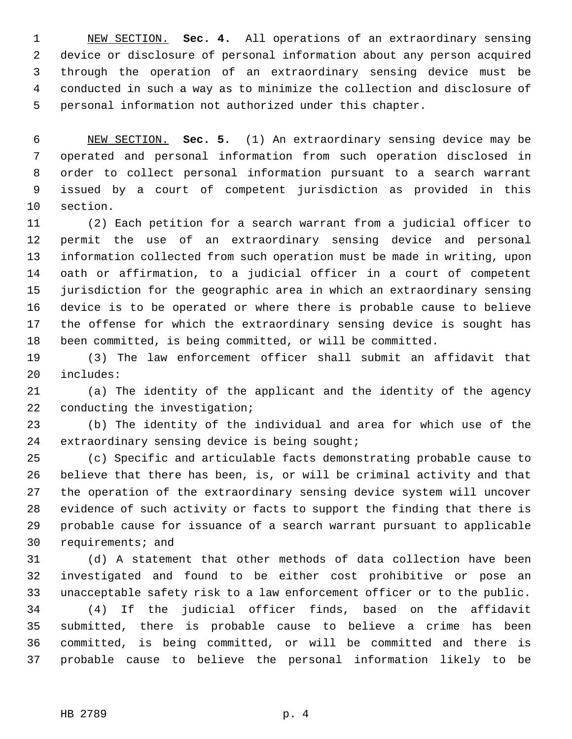NEW SECTION. **Sec. 4.** All operations of an extraordinary sensing device or disclosure of personal information about any person acquired through the operation of an extraordinary sensing device must be conducted in such a way as to minimize the collection and disclosure of personal information not authorized under this chapter.

NEW SECTION. **Sec. 5.** (1) An extraordinary sensing device may be operated and personal information from such operation disclosed in order to collect personal information pursuant to a search warrant issued by a court of competent jurisdiction as provided in this section.

(2) Each petition for a search warrant from a judicial officer to permit the use of an extraordinary sensing device and personal information collected from such operation must be made in writing, upon oath or affirmation, to a judicial officer in a court of competent jurisdiction for the geographic area in which an extraordinary sensing device is to be operated or where there is probable cause to believe the offense for which the extraordinary sensing device is sought has been committed, is being committed, or will be committed.

(3) The law enforcement officer shall submit an affidavit that includes:

(a) The identity of the applicant and the identity of the agency conducting the investigation;

(b) The identity of the individual and area for which use of the extraordinary sensing device is being sought;

(c) Specific and articulable facts demonstrating probable cause to believe that there has been, is, or will be criminal activity and that the operation of the extraordinary sensing device system will uncover evidence of such activity or facts to support the finding that there is probable cause for issuance of a search warrant pursuant to applicable requirements; and

(d) A statement that other methods of data collection have been investigated and found to be either cost prohibitive or pose an unacceptable safety risk to a law enforcement officer or to the public.

(4) If the judicial officer finds, based on the affidavit submitted, there is probable cause to believe a crime has been committed, is being committed, or will be committed and there is probable cause to believe the personal information likely to be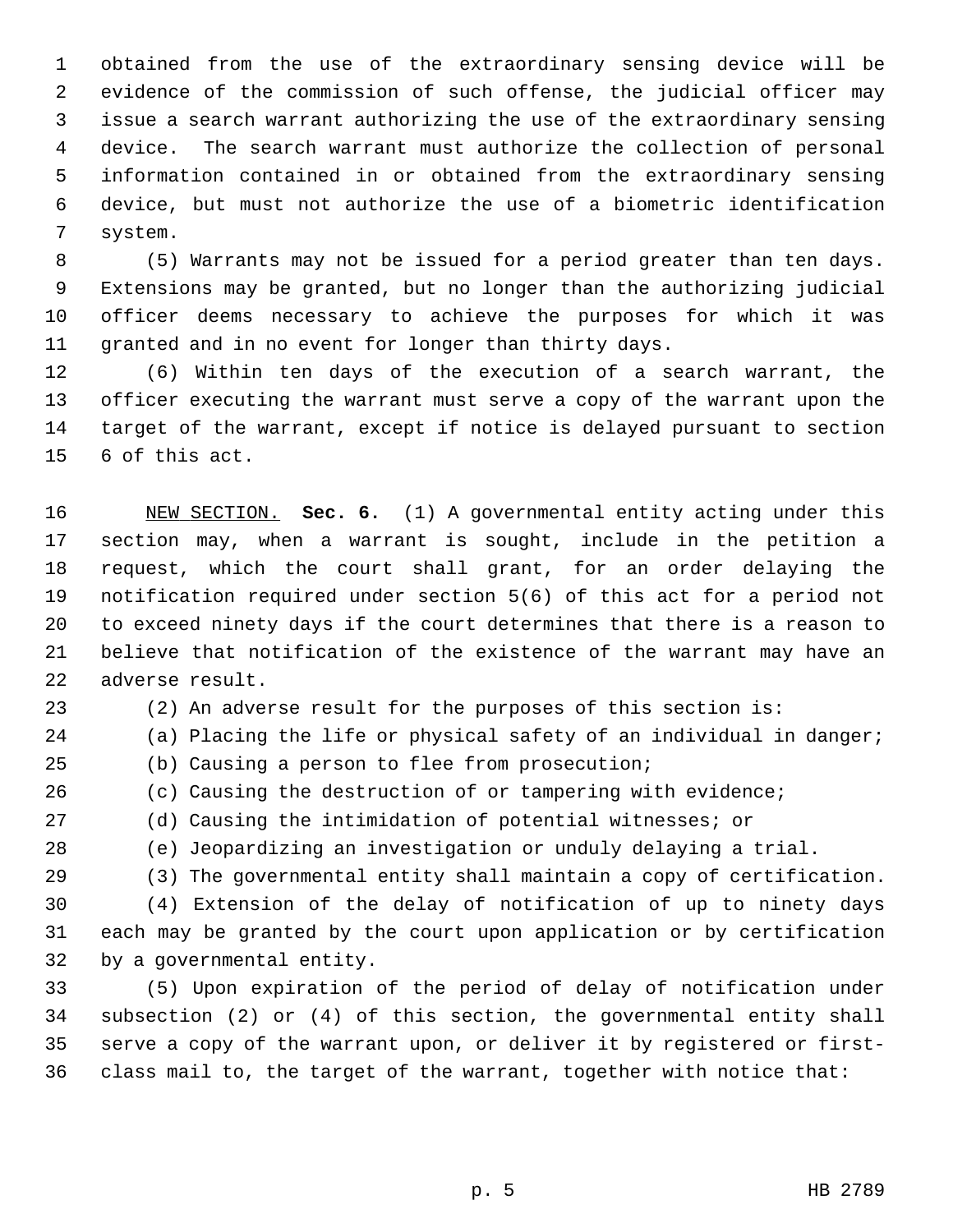obtained from the use of the extraordinary sensing device will be evidence of the commission of such offense, the judicial officer may issue a search warrant authorizing the use of the extraordinary sensing device. The search warrant must authorize the collection of personal information contained in or obtained from the extraordinary sensing device, but must not authorize the use of a biometric identification system.

(5) Warrants may not be issued for a period greater than ten days. Extensions may be granted, but no longer than the authorizing judicial officer deems necessary to achieve the purposes for which it was granted and in no event for longer than thirty days.

(6) Within ten days of the execution of a search warrant, the officer executing the warrant must serve a copy of the warrant upon the target of the warrant, except if notice is delayed pursuant to section 6 of this act.

NEW SECTION. **Sec. 6.** (1) A governmental entity acting under this section may, when a warrant is sought, include in the petition a request, which the court shall grant, for an order delaying the notification required under section 5(6) of this act for a period not to exceed ninety days if the court determines that there is a reason to believe that notification of the existence of the warrant may have an adverse result.

(2) An adverse result for the purposes of this section is:

(a) Placing the life or physical safety of an individual in danger;

(b) Causing a person to flee from prosecution;

(c) Causing the destruction of or tampering with evidence;

(d) Causing the intimidation of potential witnesses; or

(e) Jeopardizing an investigation or unduly delaying a trial.

(3) The governmental entity shall maintain a copy of certification.

(4) Extension of the delay of notification of up to ninety days each may be granted by the court upon application or by certification by a governmental entity.

(5) Upon expiration of the period of delay of notification under subsection (2) or (4) of this section, the governmental entity shall serve a copy of the warrant upon, or deliver it by registered or first-class mail to, the target of the warrant, together with notice that: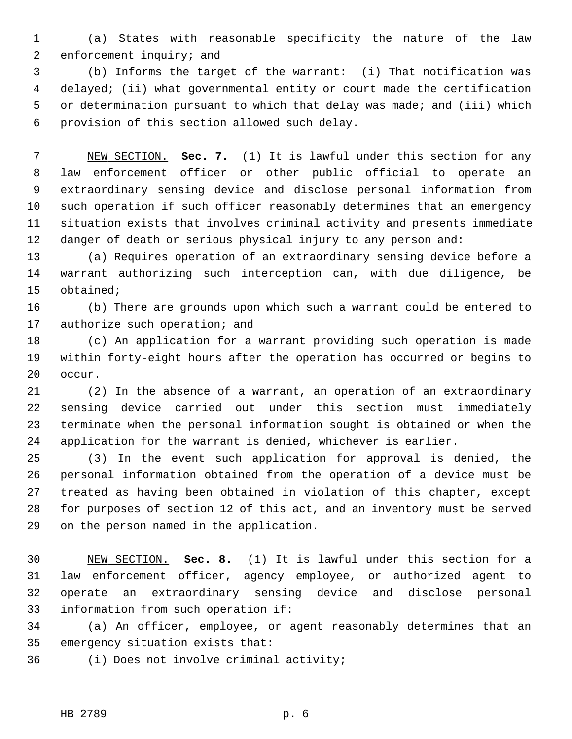(a) States with reasonable specificity the nature of the law enforcement inquiry; and

(b) Informs the target of the warrant: (i) That notification was delayed; (ii) what governmental entity or court made the certification or determination pursuant to which that delay was made; and (iii) which provision of this section allowed such delay.

NEW SECTION. **Sec. 7.** (1) It is lawful under this section for any law enforcement officer or other public official to operate an extraordinary sensing device and disclose personal information from such operation if such officer reasonably determines that an emergency situation exists that involves criminal activity and presents immediate danger of death or serious physical injury to any person and:

(a) Requires operation of an extraordinary sensing device before a warrant authorizing such interception can, with due diligence, be obtained;

(b) There are grounds upon which such a warrant could be entered to authorize such operation; and

(c) An application for a warrant providing such operation is made within forty-eight hours after the operation has occurred or begins to occur.

(2) In the absence of a warrant, an operation of an extraordinary sensing device carried out under this section must immediately terminate when the personal information sought is obtained or when the application for the warrant is denied, whichever is earlier.

(3) In the event such application for approval is denied, the personal information obtained from the operation of a device must be treated as having been obtained in violation of this chapter, except for purposes of section 12 of this act, and an inventory must be served on the person named in the application.

NEW SECTION. **Sec. 8.** (1) It is lawful under this section for a law enforcement officer, agency employee, or authorized agent to operate an extraordinary sensing device and disclose personal information from such operation if:

(a) An officer, employee, or agent reasonably determines that an emergency situation exists that:

(i) Does not involve criminal activity;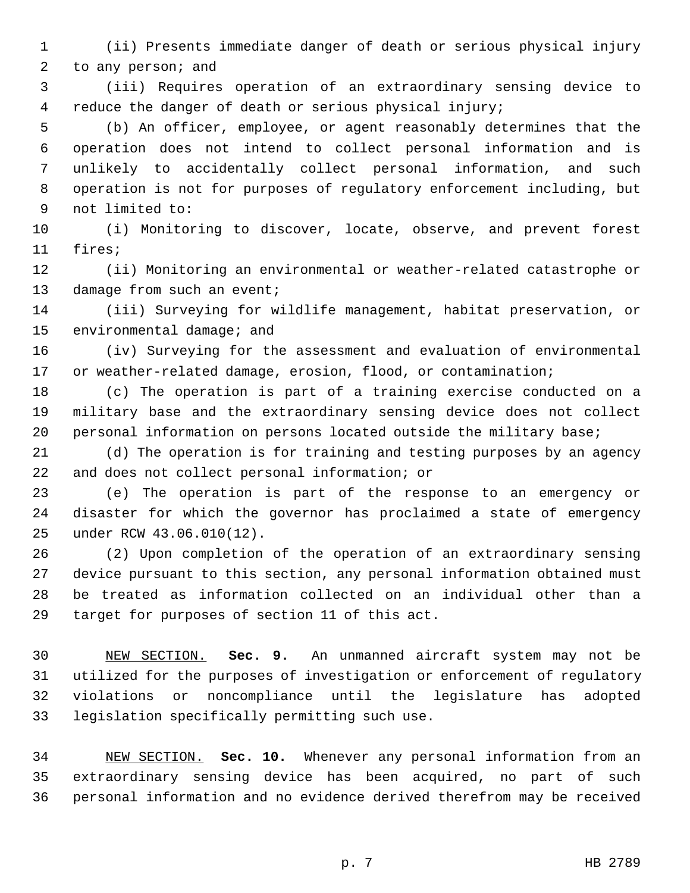(ii) Presents immediate danger of death or serious physical injury to any person; and

(iii) Requires operation of an extraordinary sensing device to reduce the danger of death or serious physical injury;

(b) An officer, employee, or agent reasonably determines that the operation does not intend to collect personal information and is unlikely to accidentally collect personal information, and such operation is not for purposes of regulatory enforcement including, but not limited to:

(i) Monitoring to discover, locate, observe, and prevent forest fires;

(ii) Monitoring an environmental or weather-related catastrophe or damage from such an event;

(iii) Surveying for wildlife management, habitat preservation, or environmental damage; and

(iv) Surveying for the assessment and evaluation of environmental or weather-related damage, erosion, flood, or contamination;

(c) The operation is part of a training exercise conducted on a military base and the extraordinary sensing device does not collect personal information on persons located outside the military base;

(d) The operation is for training and testing purposes by an agency and does not collect personal information; or

(e) The operation is part of the response to an emergency or disaster for which the governor has proclaimed a state of emergency under RCW 43.06.010(12).

(2) Upon completion of the operation of an extraordinary sensing device pursuant to this section, any personal information obtained must be treated as information collected on an individual other than a target for purposes of section 11 of this act.

NEW SECTION. **Sec. 9.** An unmanned aircraft system may not be utilized for the purposes of investigation or enforcement of regulatory violations or noncompliance until the legislature has adopted legislation specifically permitting such use.

NEW SECTION. **Sec. 10.** Whenever any personal information from an extraordinary sensing device has been acquired, no part of such personal information and no evidence derived therefrom may be received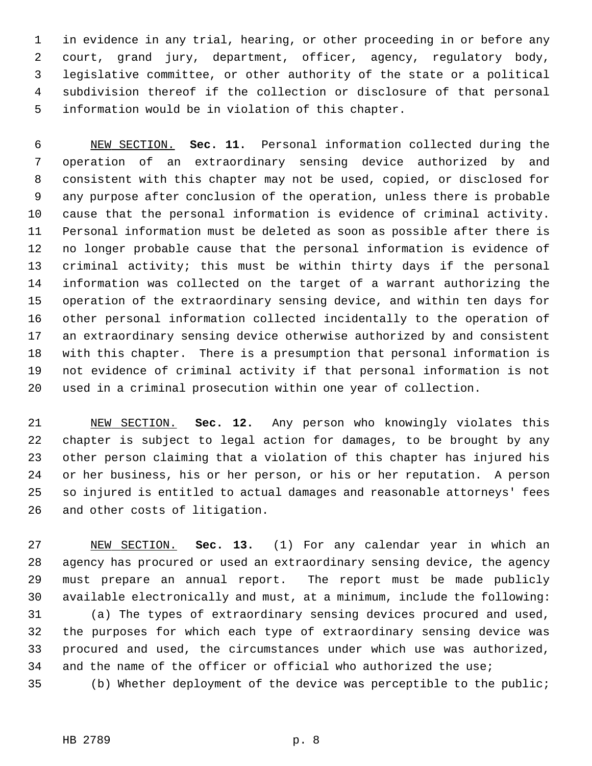in evidence in any trial, hearing, or other proceeding in or before any court, grand jury, department, officer, agency, regulatory body, legislative committee, or other authority of the state or a political subdivision thereof if the collection or disclosure of that personal information would be in violation of this chapter.

NEW SECTION. **Sec. 11.** Personal information collected during the operation of an extraordinary sensing device authorized by and consistent with this chapter may not be used, copied, or disclosed for any purpose after conclusion of the operation, unless there is probable cause that the personal information is evidence of criminal activity. Personal information must be deleted as soon as possible after there is no longer probable cause that the personal information is evidence of criminal activity; this must be within thirty days if the personal information was collected on the target of a warrant authorizing the operation of the extraordinary sensing device, and within ten days for other personal information collected incidentally to the operation of an extraordinary sensing device otherwise authorized by and consistent with this chapter. There is a presumption that personal information is not evidence of criminal activity if that personal information is not used in a criminal prosecution within one year of collection.

NEW SECTION. **Sec. 12.** Any person who knowingly violates this chapter is subject to legal action for damages, to be brought by any other person claiming that a violation of this chapter has injured his or her business, his or her person, or his or her reputation. A person so injured is entitled to actual damages and reasonable attorneys' fees and other costs of litigation.

NEW SECTION. **Sec. 13.** (1) For any calendar year in which an agency has procured or used an extraordinary sensing device, the agency must prepare an annual report. The report must be made publicly available electronically and must, at a minimum, include the following:

(a) The types of extraordinary sensing devices procured and used, the purposes for which each type of extraordinary sensing device was procured and used, the circumstances under which use was authorized, and the name of the officer or official who authorized the use;

(b) Whether deployment of the device was perceptible to the public;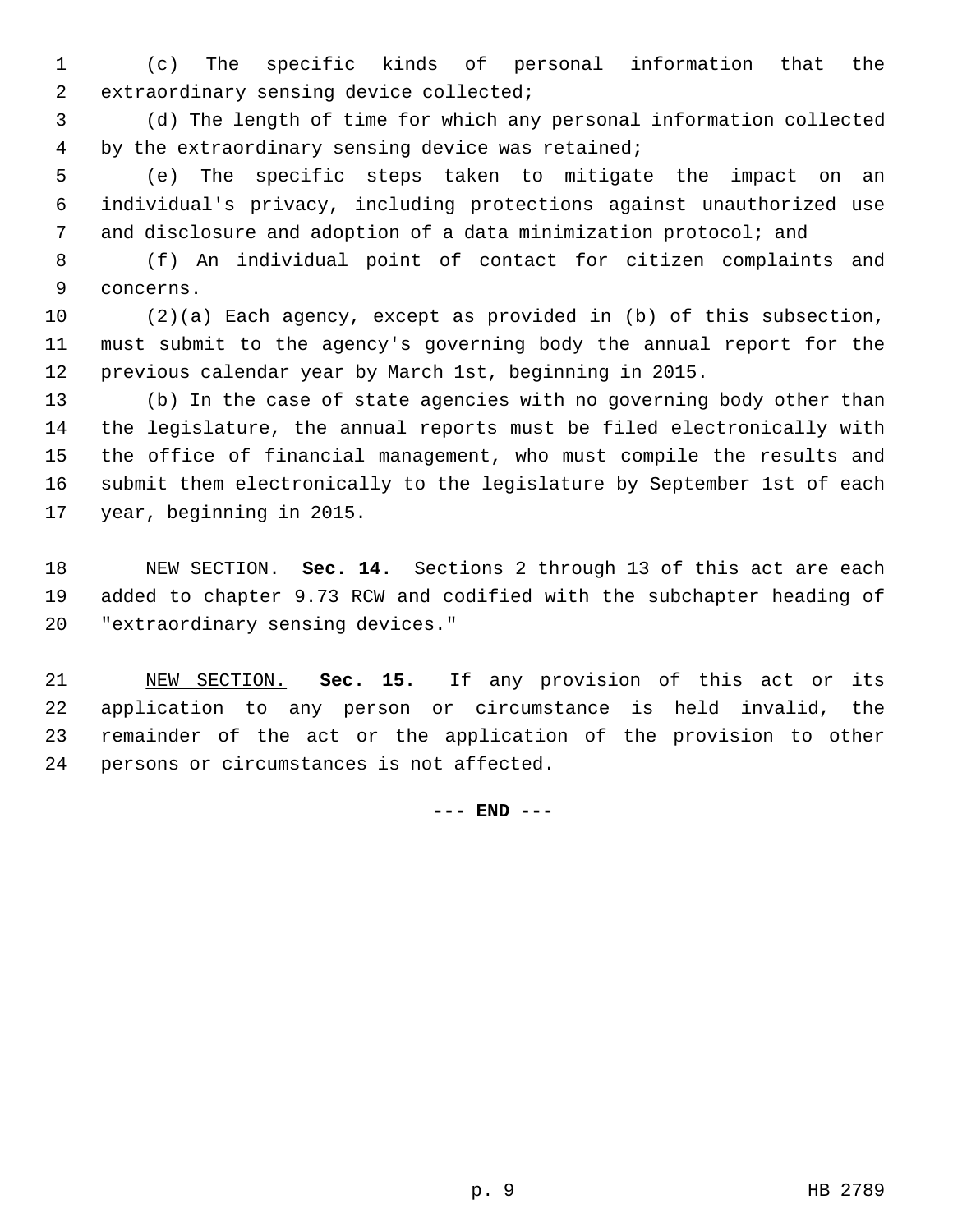(c) The specific kinds of personal information that the extraordinary sensing device collected;

(d) The length of time for which any personal information collected by the extraordinary sensing device was retained;

(e) The specific steps taken to mitigate the impact on an individual's privacy, including protections against unauthorized use and disclosure and adoption of a data minimization protocol; and

(f) An individual point of contact for citizen complaints and concerns.

(2)(a) Each agency, except as provided in (b) of this subsection, must submit to the agency's governing body the annual report for the previous calendar year by March 1st, beginning in 2015.

(b) In the case of state agencies with no governing body other than the legislature, the annual reports must be filed electronically with the office of financial management, who must compile the results and submit them electronically to the legislature by September 1st of each year, beginning in 2015.

NEW SECTION. **Sec. 14.** Sections 2 through 13 of this act are each added to chapter 9.73 RCW and codified with the subchapter heading of "extraordinary sensing devices."

NEW SECTION. **Sec. 15.** If any provision of this act or its application to any person or circumstance is held invalid, the remainder of the act or the application of the provision to other persons or circumstances is not affected.

**--- END ---**